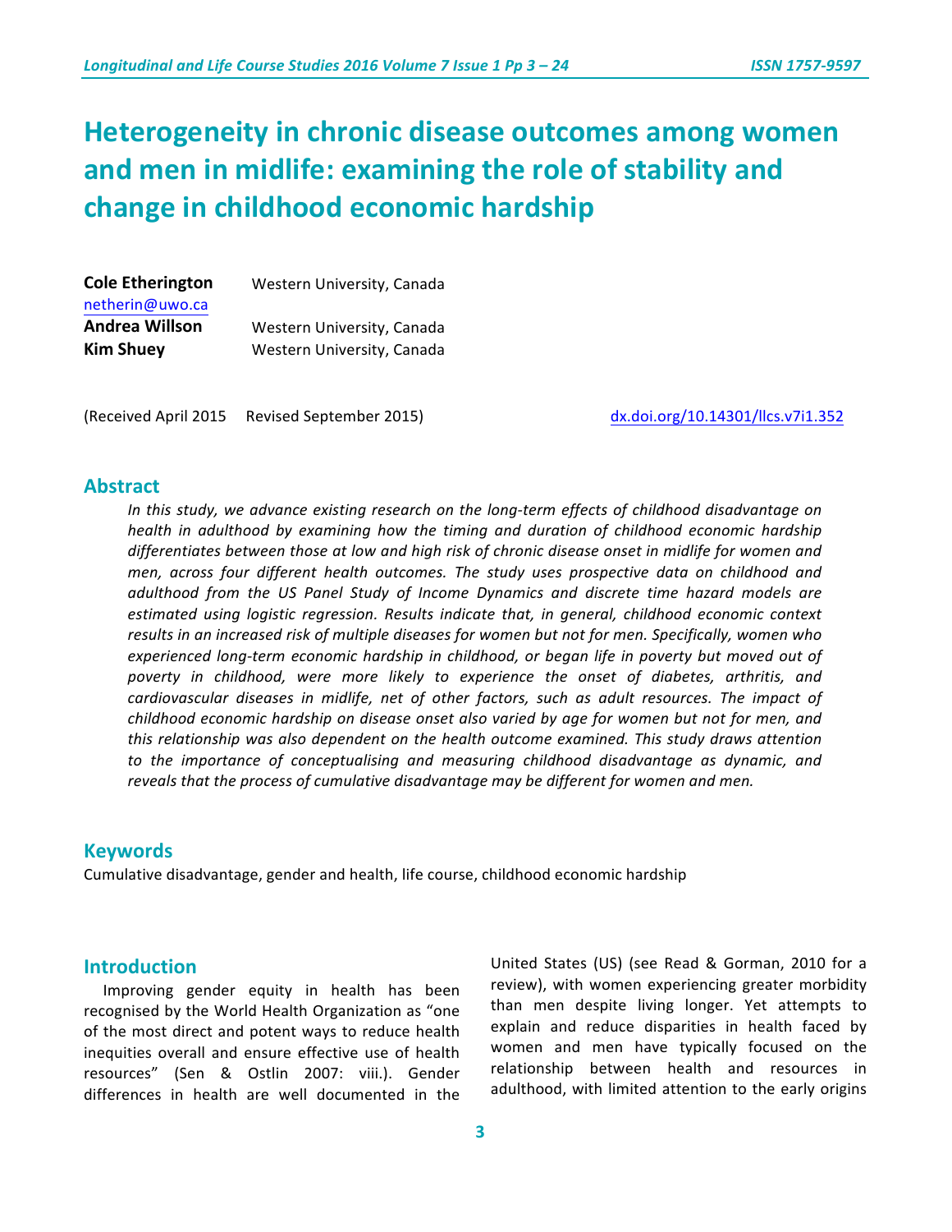# Heterogeneity in chronic disease outcomes among women and men in midlife: examining the role of stability and change in childhood economic hardship

**Cole Etherington** Western University, Canada
netherin@uwo.ca
**Andrea Willson** Western University, Canada
**Kim Shuey** Western University, Canada

(Received April 2015 Revised September 2015) dx.doi.org/10.14301/llcs.v7i1.352

## Abstract

*In this study, we advance existing research on the long-term effects of childhood disadvantage on health in adulthood by examining how the timing and duration of childhood economic hardship differentiates between those at low and high risk of chronic disease onset in midlife for women and men, across four different health outcomes. The study uses prospective data on childhood and adulthood from the US Panel Study of Income Dynamics and discrete time hazard models are estimated using logistic regression. Results indicate that, in general, childhood economic context results in an increased risk of multiple diseases for women but not for men. Specifically, women who experienced long-term economic hardship in childhood, or began life in poverty but moved out of poverty in childhood, were more likely to experience the onset of diabetes, arthritis, and cardiovascular diseases in midlife, net of other factors, such as adult resources. The impact of childhood economic hardship on disease onset also varied by age for women but not for men, and this relationship was also dependent on the health outcome examined. This study draws attention to the importance of conceptualising and measuring childhood disadvantage as dynamic, and reveals that the process of cumulative disadvantage may be different for women and men.*

## Keywords

Cumulative disadvantage, gender and health, life course, childhood economic hardship

## Introduction

Improving gender equity in health has been recognised by the World Health Organization as "one of the most direct and potent ways to reduce health inequities overall and ensure effective use of health resources" (Sen & Ostlin 2007: viii.). Gender differences in health are well documented in the United States (US) (see Read & Gorman, 2010 for a review), with women experiencing greater morbidity than men despite living longer. Yet attempts to explain and reduce disparities in health faced by women and men have typically focused on the relationship between health and resources in adulthood, with limited attention to the early origins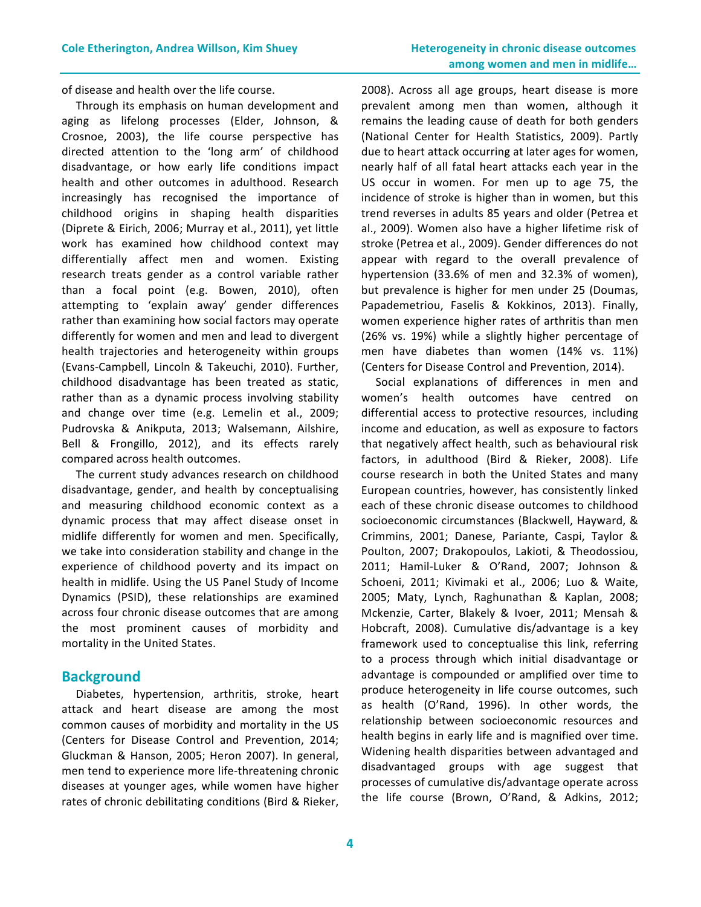of disease and health over the life course.

Through its emphasis on human development and aging as lifelong processes (Elder, Johnson, & Crosnoe, 2003), the life course perspective has directed attention to the 'long arm' of childhood disadvantage, or how early life conditions impact health and other outcomes in adulthood. Research increasingly has recognised the importance of childhood origins in shaping health disparities (Diprete & Eirich, 2006; Murray et al., 2011), yet little work has examined how childhood context may differentially affect men and women. Existing research treats gender as a control variable rather than a focal point (e.g. Bowen, 2010), often attempting to 'explain away' gender differences rather than examining how social factors may operate differently for women and men and lead to divergent health trajectories and heterogeneity within groups (Evans-Campbell, Lincoln & Takeuchi, 2010). Further, childhood disadvantage has been treated as static, rather than as a dynamic process involving stability and change over time (e.g. Lemelin et al., 2009; Pudrovska & Anikputa, 2013; Walsemann, Ailshire, Bell & Frongillo, 2012), and its effects rarely compared across health outcomes.

The current study advances research on childhood disadvantage, gender, and health by conceptualising and measuring childhood economic context as a dynamic process that may affect disease onset in midlife differently for women and men. Specifically, we take into consideration stability and change in the experience of childhood poverty and its impact on health in midlife. Using the US Panel Study of Income Dynamics (PSID), these relationships are examined across four chronic disease outcomes that are among the most prominent causes of morbidity and mortality in the United States.

## Background

Diabetes, hypertension, arthritis, stroke, heart attack and heart disease are among the most common causes of morbidity and mortality in the US (Centers for Disease Control and Prevention, 2014; Gluckman & Hanson, 2005; Heron 2007). In general, men tend to experience more life-threatening chronic diseases at younger ages, while women have higher rates of chronic debilitating conditions (Bird & Rieker, 2008). Across all age groups, heart disease is more prevalent among men than women, although it remains the leading cause of death for both genders (National Center for Health Statistics, 2009). Partly due to heart attack occurring at later ages for women, nearly half of all fatal heart attacks each year in the US occur in women. For men up to age 75, the incidence of stroke is higher than in women, but this trend reverses in adults 85 years and older (Petrea et al., 2009). Women also have a higher lifetime risk of stroke (Petrea et al., 2009). Gender differences do not appear with regard to the overall prevalence of hypertension (33.6% of men and 32.3% of women), but prevalence is higher for men under 25 (Doumas, Papademetriou, Faselis & Kokkinos, 2013). Finally, women experience higher rates of arthritis than men (26% vs. 19%) while a slightly higher percentage of men have diabetes than women (14% vs. 11%) (Centers for Disease Control and Prevention, 2014).

Social explanations of differences in men and women's health outcomes have centred on differential access to protective resources, including income and education, as well as exposure to factors that negatively affect health, such as behavioural risk factors, in adulthood (Bird & Rieker, 2008). Life course research in both the United States and many European countries, however, has consistently linked each of these chronic disease outcomes to childhood socioeconomic circumstances (Blackwell, Hayward, & Crimmins, 2001; Danese, Pariante, Caspi, Taylor & Poulton, 2007; Drakopoulos, Lakioti, & Theodossiou, 2011; Hamil-Luker & O'Rand, 2007; Johnson & Schoeni, 2011; Kivimaki et al., 2006; Luo & Waite, 2005; Maty, Lynch, Raghunathan & Kaplan, 2008; Mckenzie, Carter, Blakely & Ivoer, 2011; Mensah & Hobcraft, 2008). Cumulative dis/advantage is a key framework used to conceptualise this link, referring to a process through which initial disadvantage or advantage is compounded or amplified over time to produce heterogeneity in life course outcomes, such as health (O'Rand, 1996). In other words, the relationship between socioeconomic resources and health begins in early life and is magnified over time. Widening health disparities between advantaged and disadvantaged groups with age suggest that processes of cumulative dis/advantage operate across the life course (Brown, O'Rand, & Adkins, 2012;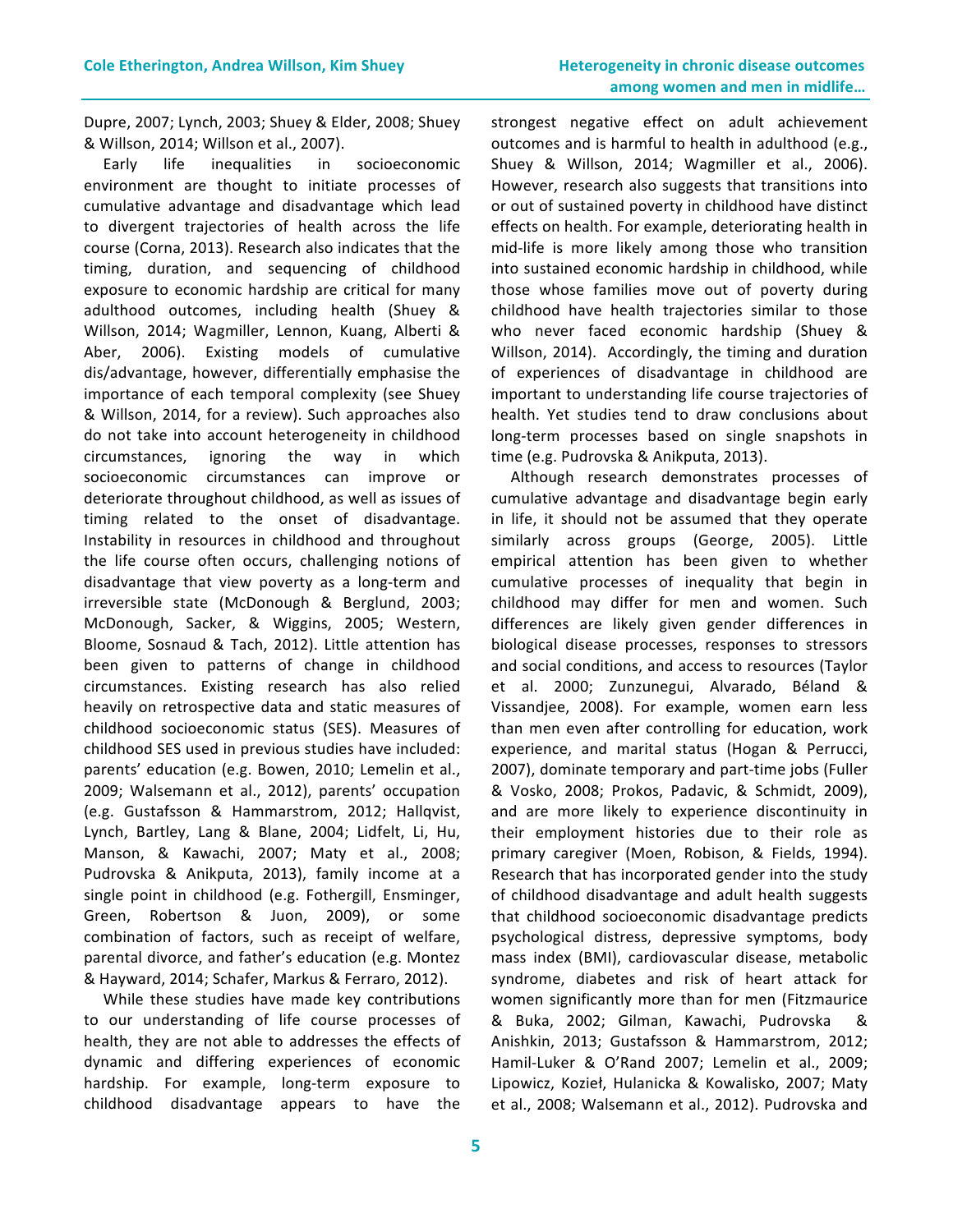Dupre, 2007; Lynch, 2003; Shuey & Elder, 2008; Shuey & Willson, 2014; Willson et al., 2007).

Early life inequalities in socioeconomic environment are thought to initiate processes of cumulative advantage and disadvantage which lead to divergent trajectories of health across the life course (Corna, 2013). Research also indicates that the timing, duration, and sequencing of childhood exposure to economic hardship are critical for many adulthood outcomes, including health (Shuey & Willson, 2014; Wagmiller, Lennon, Kuang, Alberti & Aber, 2006). Existing models of cumulative dis/advantage, however, differentially emphasise the importance of each temporal complexity (see Shuey & Willson, 2014, for a review). Such approaches also do not take into account heterogeneity in childhood circumstances, ignoring the way in which socioeconomic circumstances can improve or deteriorate throughout childhood, as well as issues of timing related to the onset of disadvantage. Instability in resources in childhood and throughout the life course often occurs, challenging notions of disadvantage that view poverty as a long-term and irreversible state (McDonough & Berglund, 2003; McDonough, Sacker, & Wiggins, 2005; Western, Bloome, Sosnaud & Tach, 2012). Little attention has been given to patterns of change in childhood circumstances. Existing research has also relied heavily on retrospective data and static measures of childhood socioeconomic status (SES). Measures of childhood SES used in previous studies have included: parents' education (e.g. Bowen, 2010; Lemelin et al., 2009; Walsemann et al., 2012), parents' occupation (e.g. Gustafsson & Hammarstrom, 2012; Hallqvist, Lynch, Bartley, Lang & Blane, 2004; Lidfelt, Li, Hu, Manson, & Kawachi, 2007; Maty et al., 2008; Pudrovska & Anikputa, 2013), family income at a single point in childhood (e.g. Fothergill, Ensminger, Green, Robertson & Juon, 2009), or some combination of factors, such as receipt of welfare, parental divorce, and father's education (e.g. Montez & Hayward, 2014; Schafer, Markus & Ferraro, 2012).

While these studies have made key contributions to our understanding of life course processes of health, they are not able to addresses the effects of dynamic and differing experiences of economic hardship. For example, long-term exposure to childhood disadvantage appears to have the strongest negative effect on adult achievement outcomes and is harmful to health in adulthood (e.g., Shuey & Willson, 2014; Wagmiller et al., 2006). However, research also suggests that transitions into or out of sustained poverty in childhood have distinct effects on health. For example, deteriorating health in mid-life is more likely among those who transition into sustained economic hardship in childhood, while those whose families move out of poverty during childhood have health trajectories similar to those who never faced economic hardship (Shuey & Willson, 2014). Accordingly, the timing and duration of experiences of disadvantage in childhood are important to understanding life course trajectories of health. Yet studies tend to draw conclusions about long-term processes based on single snapshots in time (e.g. Pudrovska & Anikputa, 2013).

Although research demonstrates processes of cumulative advantage and disadvantage begin early in life, it should not be assumed that they operate similarly across groups (George, 2005). Little empirical attention has been given to whether cumulative processes of inequality that begin in childhood may differ for men and women. Such differences are likely given gender differences in biological disease processes, responses to stressors and social conditions, and access to resources (Taylor et al. 2000; Zunzunegui, Alvarado, Béland & Vissandjee, 2008). For example, women earn less than men even after controlling for education, work experience, and marital status (Hogan & Perrucci, 2007), dominate temporary and part-time jobs (Fuller & Vosko, 2008; Prokos, Padavic, & Schmidt, 2009), and are more likely to experience discontinuity in their employment histories due to their role as primary caregiver (Moen, Robison, & Fields, 1994). Research that has incorporated gender into the study of childhood disadvantage and adult health suggests that childhood socioeconomic disadvantage predicts psychological distress, depressive symptoms, body mass index (BMI), cardiovascular disease, metabolic syndrome, diabetes and risk of heart attack for women significantly more than for men (Fitzmaurice & Buka, 2002; Gilman, Kawachi, Pudrovska & Anishkin, 2013; Gustafsson & Hammarstrom, 2012; Hamil-Luker & O'Rand 2007; Lemelin et al., 2009; Lipowicz, Kozieł, Hulanicka & Kowalisko, 2007; Maty et al., 2008; Walsemann et al., 2012). Pudrovska and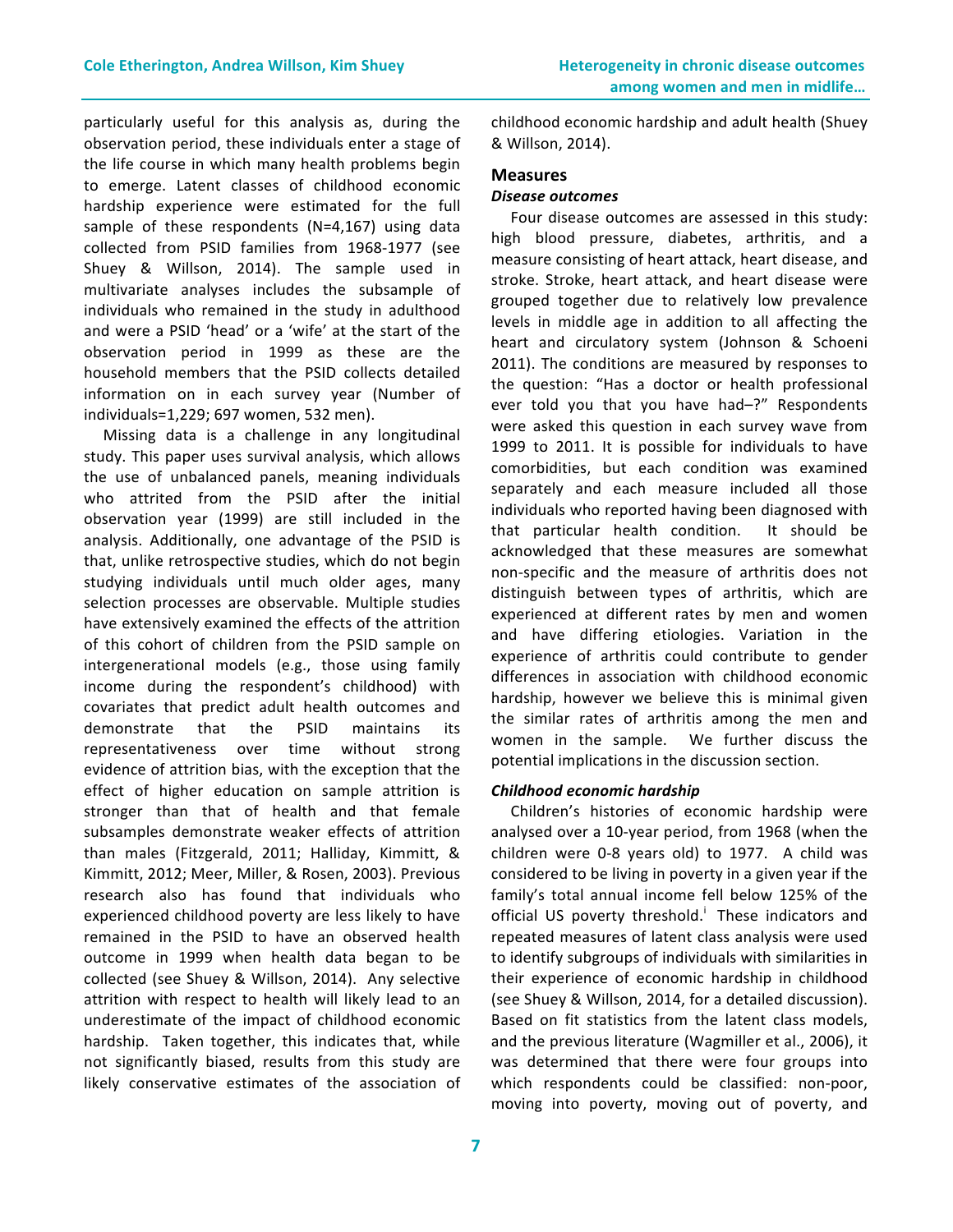particularly useful for this analysis as, during the observation period, these individuals enter a stage of the life course in which many health problems begin to emerge. Latent classes of childhood economic hardship experience were estimated for the full sample of these respondents (N=4,167) using data collected from PSID families from 1968-1977 (see Shuey & Willson, 2014). The sample used in multivariate analyses includes the subsample of individuals who remained in the study in adulthood and were a PSID 'head' or a 'wife' at the start of the observation period in 1999 as these are the household members that the PSID collects detailed information on in each survey year (Number of individuals=1,229; 697 women, 532 men).

Missing data is a challenge in any longitudinal study. This paper uses survival analysis, which allows the use of unbalanced panels, meaning individuals who attrited from the PSID after the initial observation year (1999) are still included in the analysis. Additionally, one advantage of the PSID is that, unlike retrospective studies, which do not begin studying individuals until much older ages, many selection processes are observable. Multiple studies have extensively examined the effects of the attrition of this cohort of children from the PSID sample on intergenerational models (e.g., those using family income during the respondent's childhood) with covariates that predict adult health outcomes and demonstrate that the PSID maintains its representativeness over time without strong evidence of attrition bias, with the exception that the effect of higher education on sample attrition is stronger than that of health and that female subsamples demonstrate weaker effects of attrition than males (Fitzgerald, 2011; Halliday, Kimmitt, & Kimmitt, 2012; Meer, Miller, & Rosen, 2003). Previous research also has found that individuals who experienced childhood poverty are less likely to have remained in the PSID to have an observed health outcome in 1999 when health data began to be collected (see Shuey & Willson, 2014). Any selective attrition with respect to health will likely lead to an underestimate of the impact of childhood economic hardship. Taken together, this indicates that, while not significantly biased, results from this study are likely conservative estimates of the association of childhood economic hardship and adult health (Shuey & Willson, 2014).

## Measures

### *Disease outcomes*

Four disease outcomes are assessed in this study: high blood pressure, diabetes, arthritis, and a measure consisting of heart attack, heart disease, and stroke. Stroke, heart attack, and heart disease were grouped together due to relatively low prevalence levels in middle age in addition to all affecting the heart and circulatory system (Johnson & Schoeni 2011). The conditions are measured by responses to the question: "Has a doctor or health professional ever told you that you have had–?" Respondents were asked this question in each survey wave from 1999 to 2011. It is possible for individuals to have comorbidities, but each condition was examined separately and each measure included all those individuals who reported having been diagnosed with that particular health condition. It should be acknowledged that these measures are somewhat non-specific and the measure of arthritis does not distinguish between types of arthritis, which are experienced at different rates by men and women and have differing etiologies. Variation in the experience of arthritis could contribute to gender differences in association with childhood economic hardship, however we believe this is minimal given the similar rates of arthritis among the men and women in the sample. We further discuss the potential implications in the discussion section.

### *Childhood economic hardship*

Children's histories of economic hardship were analysed over a 10-year period, from 1968 (when the children were 0-8 years old) to 1977. A child was considered to be living in poverty in a given year if the family's total annual income fell below 125% of the official US poverty threshold.[i] These indicators and repeated measures of latent class analysis were used to identify subgroups of individuals with similarities in their experience of economic hardship in childhood (see Shuey & Willson, 2014, for a detailed discussion). Based on fit statistics from the latent class models, and the previous literature (Wagmiller et al., 2006), it was determined that there were four groups into which respondents could be classified: non-poor, moving into poverty, moving out of poverty, and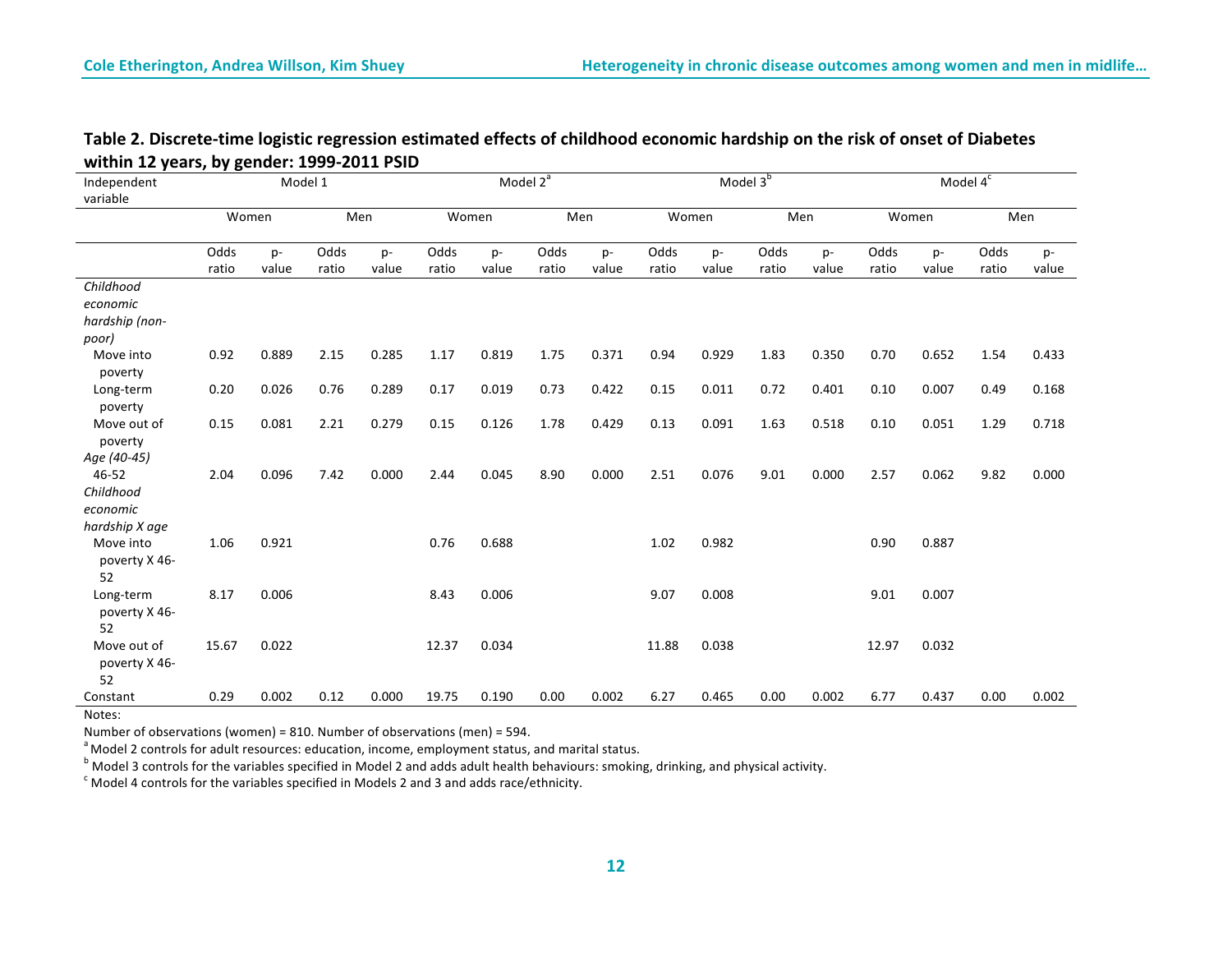**Table 2. Discrete-time logistic regression estimated effects of childhood economic hardship on the risk of onset of Diabetes within 12 years, by gender: 1999-2011 PSID**

| Independent variable | Model 1 | | | | Model 2[a] | | | | Model 3[b] | | | | Model 4[c] | | | |
|---|---|---|---|---|---|---|---|---|---|---|---|---|---|---|---|---|
| | Women | | Men | | Women | | Men | | Women | | Men | | Women | | Men | |
| | Odds ratio | p-value | Odds ratio | p-value | Odds ratio | p-value | Odds ratio | p-value | Odds ratio | p-value | Odds ratio | p-value | Odds ratio | p-value | Odds ratio | p-value |
| *Childhood economic hardship (non-poor)* | | | | | | | | | | | | | | | | |
| Move into poverty | 0.92 | 0.889 | 2.15 | 0.285 | 1.17 | 0.819 | 1.75 | 0.371 | 0.94 | 0.929 | 1.83 | 0.350 | 0.70 | 0.652 | 1.54 | 0.433 |
| Long-term poverty | 0.20 | 0.026 | 0.76 | 0.289 | 0.17 | 0.019 | 0.73 | 0.422 | 0.15 | 0.011 | 0.72 | 0.401 | 0.10 | 0.007 | 0.49 | 0.168 |
| Move out of poverty | 0.15 | 0.081 | 2.21 | 0.279 | 0.15 | 0.126 | 1.78 | 0.429 | 0.13 | 0.091 | 1.63 | 0.518 | 0.10 | 0.051 | 1.29 | 0.718 |
| *Age (40-45)* | | | | | | | | | | | | | | | | |
| 46-52 | 2.04 | 0.096 | 7.42 | 0.000 | 2.44 | 0.045 | 8.90 | 0.000 | 2.51 | 0.076 | 9.01 | 0.000 | 2.57 | 0.062 | 9.82 | 0.000 |
| *Childhood economic hardship X age* | | | | | | | | | | | | | | | | |
| Move into poverty X 46-52 | 1.06 | 0.921 | | | 0.76 | 0.688 | | | 1.02 | 0.982 | | | 0.90 | 0.887 | | |
| Long-term poverty X 46-52 | 8.17 | 0.006 | | | 8.43 | 0.006 | | | 9.07 | 0.008 | | | 9.01 | 0.007 | | |
| Move out of poverty X 46-52 | 15.67 | 0.022 | | | 12.37 | 0.034 | | | 11.88 | 0.038 | | | 12.97 | 0.032 | | |
| Constant | 0.29 | 0.002 | 0.12 | 0.000 | 19.75 | 0.190 | 0.00 | 0.002 | 6.27 | 0.465 | 0.00 | 0.002 | 6.77 | 0.437 | 0.00 | 0.002 |

Notes:

Number of observations (women) = 810. Number of observations (men) = 594.

[a] Model 2 controls for adult resources: education, income, employment status, and marital status.

[b] Model 3 controls for the variables specified in Model 2 and adds adult health behaviours: smoking, drinking, and physical activity.

[c] Model 4 controls for the variables specified in Models 2 and 3 and adds race/ethnicity.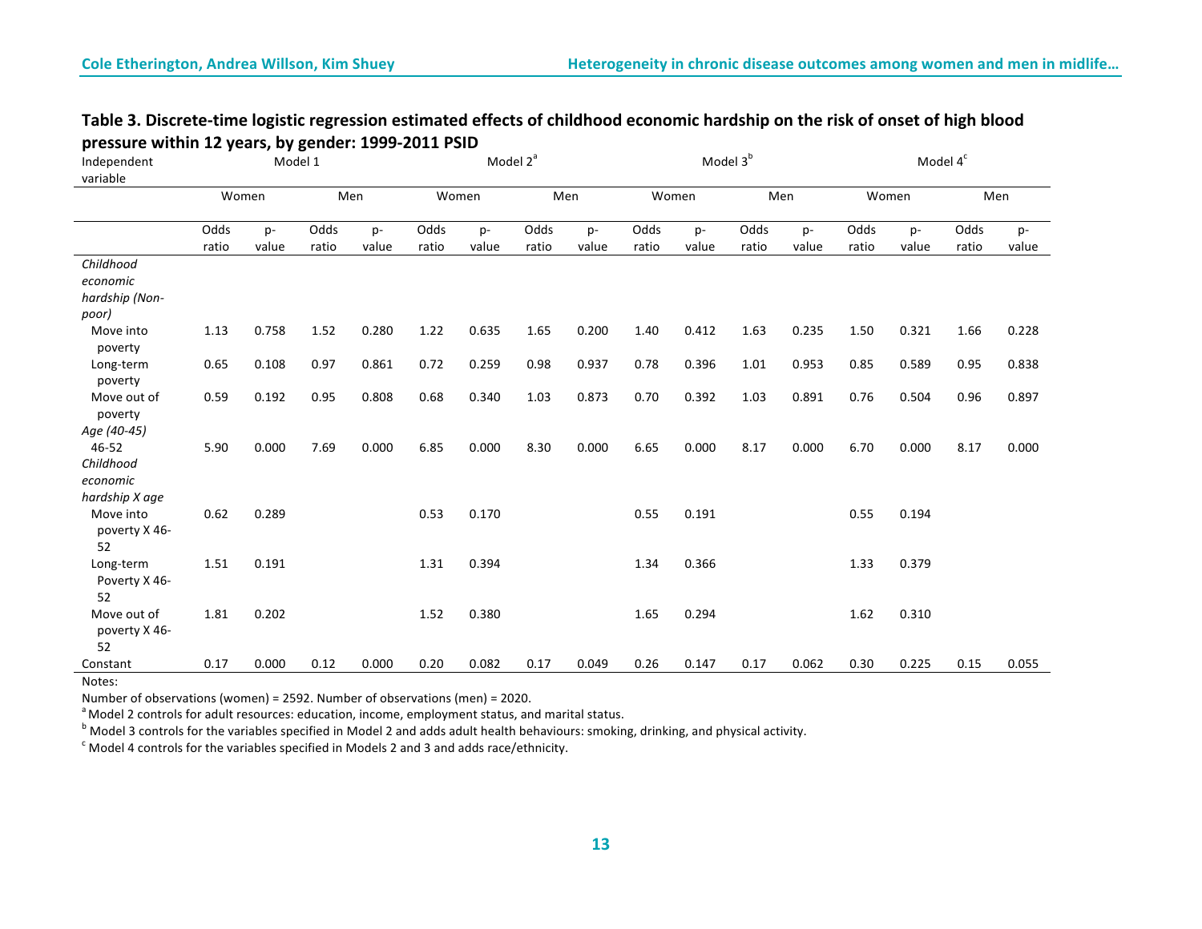**Table 3. Discrete-time logistic regression estimated effects of childhood economic hardship on the risk of onset of high blood pressure within 12 years, by gender: 1999-2011 PSID**

| Independent variable | Model 1 | | | | Model 2[a] | | | | Model 3[b] | | | | Model 4[c] | | | |
|---|---|---|---|---|---|---|---|---|---|---|---|---|---|---|---|---|
| | Women | | Men | | Women | | Men | | Women | | Men | | Women | | Men | |
| | Odds ratio | p-value | Odds ratio | p-value | Odds ratio | p-value | Odds ratio | p-value | Odds ratio | p-value | Odds ratio | p-value | Odds ratio | p-value | Odds ratio | p-value |
| *Childhood economic hardship (Non-poor)* | | | | | | | | | | | | | | | | |
| Move into poverty | 1.13 | 0.758 | 1.52 | 0.280 | 1.22 | 0.635 | 1.65 | 0.200 | 1.40 | 0.412 | 1.63 | 0.235 | 1.50 | 0.321 | 1.66 | 0.228 |
| Long-term poverty | 0.65 | 0.108 | 0.97 | 0.861 | 0.72 | 0.259 | 0.98 | 0.937 | 0.78 | 0.396 | 1.01 | 0.953 | 0.85 | 0.589 | 0.95 | 0.838 |
| Move out of poverty | 0.59 | 0.192 | 0.95 | 0.808 | 0.68 | 0.340 | 1.03 | 0.873 | 0.70 | 0.392 | 1.03 | 0.891 | 0.76 | 0.504 | 0.96 | 0.897 |
| *Age (40-45)* | | | | | | | | | | | | | | | | |
| 46-52 | 5.90 | 0.000 | 7.69 | 0.000 | 6.85 | 0.000 | 8.30 | 0.000 | 6.65 | 0.000 | 8.17 | 0.000 | 6.70 | 0.000 | 8.17 | 0.000 |
| *Childhood economic hardship X age* | | | | | | | | | | | | | | | | |
| Move into poverty X 46-52 | 0.62 | 0.289 | | | 0.53 | 0.170 | | | 0.55 | 0.191 | | | 0.55 | 0.194 | | |
| Long-term Poverty X 46-52 | 1.51 | 0.191 | | | 1.31 | 0.394 | | | 1.34 | 0.366 | | | 1.33 | 0.379 | | |
| Move out of poverty X 46-52 | 1.81 | 0.202 | | | 1.52 | 0.380 | | | 1.65 | 0.294 | | | 1.62 | 0.310 | | |
| Constant | 0.17 | 0.000 | 0.12 | 0.000 | 0.20 | 0.082 | 0.17 | 0.049 | 0.26 | 0.147 | 0.17 | 0.062 | 0.30 | 0.225 | 0.15 | 0.055 |

Notes:

Number of observations (women) = 2592. Number of observations (men) = 2020.

[a] Model 2 controls for adult resources: education, income, employment status, and marital status.

[b] Model 3 controls for the variables specified in Model 2 and adds adult health behaviours: smoking, drinking, and physical activity.

[c] Model 4 controls for the variables specified in Models 2 and 3 and adds race/ethnicity.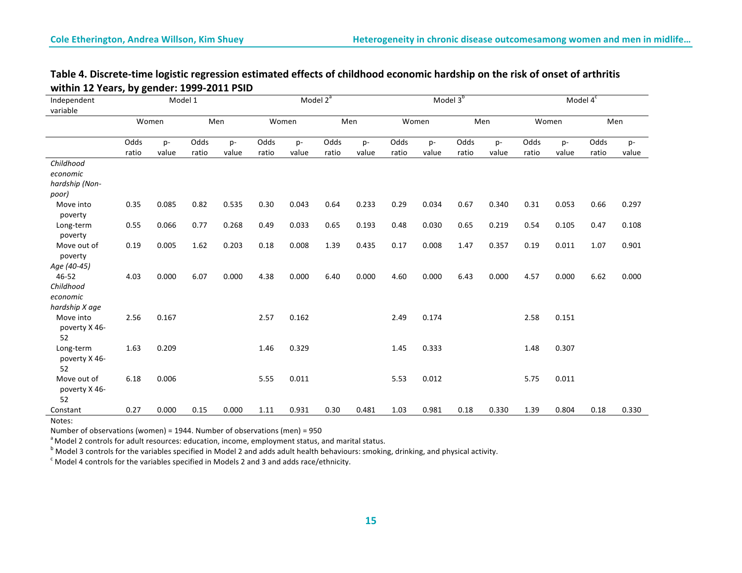**Table 4. Discrete-time logistic regression estimated effects of childhood economic hardship on the risk of onset of arthritis within 12 Years, by gender: 1999-2011 PSID**

| Independent variable | Model 1 | | | | Model 2[a] | | | | Model 3[b] | | | | Model 4[c] | | | |
|---|---|---|---|---|---|---|---|---|---|---|---|---|---|---|---|---|
| | Women | | Men | | Women | | Men | | Women | | Men | | Women | | Men | |
| | Odds ratio | p-value | Odds ratio | p-value | Odds ratio | p-value | Odds ratio | p-value | Odds ratio | p-value | Odds ratio | p-value | Odds ratio | p-value | Odds ratio | p-value |
| *Childhood economic hardship (Non-poor)* | | | | | | | | | | | | | | | | |
| Move into poverty | 0.35 | 0.085 | 0.82 | 0.535 | 0.30 | 0.043 | 0.64 | 0.233 | 0.29 | 0.034 | 0.67 | 0.340 | 0.31 | 0.053 | 0.66 | 0.297 |
| Long-term poverty | 0.55 | 0.066 | 0.77 | 0.268 | 0.49 | 0.033 | 0.65 | 0.193 | 0.48 | 0.030 | 0.65 | 0.219 | 0.54 | 0.105 | 0.47 | 0.108 |
| Move out of poverty | 0.19 | 0.005 | 1.62 | 0.203 | 0.18 | 0.008 | 1.39 | 0.435 | 0.17 | 0.008 | 1.47 | 0.357 | 0.19 | 0.011 | 1.07 | 0.901 |
| *Age (40-45)* | | | | | | | | | | | | | | | | |
| 46-52 | 4.03 | 0.000 | 6.07 | 0.000 | 4.38 | 0.000 | 6.40 | 0.000 | 4.60 | 0.000 | 6.43 | 0.000 | 4.57 | 0.000 | 6.62 | 0.000 |
| *Childhood economic hardship X age* | | | | | | | | | | | | | | | | |
| Move into poverty X 46-52 | 2.56 | 0.167 | | | 2.57 | 0.162 | | | 2.49 | 0.174 | | | 2.58 | 0.151 | | |
| Long-term poverty X 46-52 | 1.63 | 0.209 | | | 1.46 | 0.329 | | | 1.45 | 0.333 | | | 1.48 | 0.307 | | |
| Move out of poverty X 46-52 | 6.18 | 0.006 | | | 5.55 | 0.011 | | | 5.53 | 0.012 | | | 5.75 | 0.011 | | |
| Constant | 0.27 | 0.000 | 0.15 | 0.000 | 1.11 | 0.931 | 0.30 | 0.481 | 1.03 | 0.981 | 0.18 | 0.330 | 1.39 | 0.804 | 0.18 | 0.330 |

Notes:

Number of observations (women) = 1944. Number of observations (men) = 950

[a] Model 2 controls for adult resources: education, income, employment status, and marital status.

[b] Model 3 controls for the variables specified in Model 2 and adds adult health behaviours: smoking, drinking, and physical activity.

[c] Model 4 controls for the variables specified in Models 2 and 3 and adds race/ethnicity.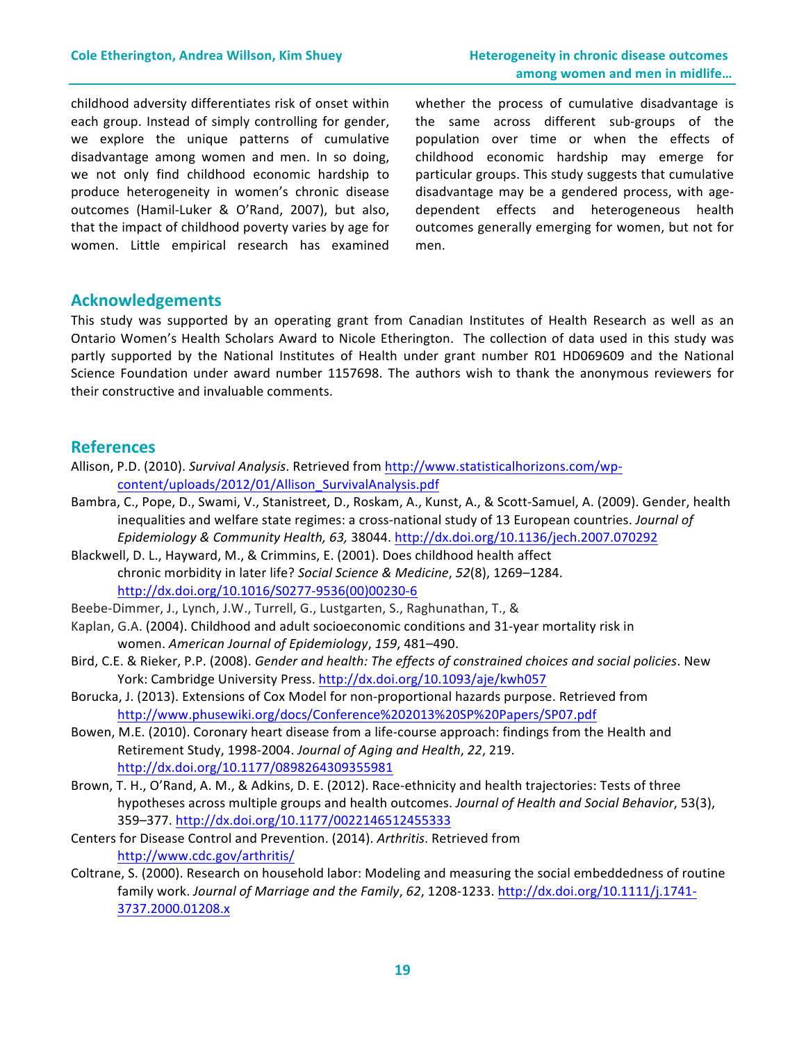childhood adversity differentiates risk of onset within each group. Instead of simply controlling for gender, we explore the unique patterns of cumulative disadvantage among women and men. In so doing, we not only find childhood economic hardship to produce heterogeneity in women's chronic disease outcomes (Hamil-Luker & O'Rand, 2007), but also, that the impact of childhood poverty varies by age for women. Little empirical research has examined whether the process of cumulative disadvantage is the same across different sub-groups of the population over time or when the effects of childhood economic hardship may emerge for particular groups. This study suggests that cumulative disadvantage may be a gendered process, with age-dependent effects and heterogeneous health outcomes generally emerging for women, but not for men.

## Acknowledgements

This study was supported by an operating grant from Canadian Institutes of Health Research as well as an Ontario Women's Health Scholars Award to Nicole Etherington. The collection of data used in this study was partly supported by the National Institutes of Health under grant number R01 HD069609 and the National Science Foundation under award number 1157698. The authors wish to thank the anonymous reviewers for their constructive and invaluable comments.

## References

Allison, P.D. (2010). *Survival Analysis*. Retrieved from http://www.statisticalhorizons.com/wp-content/uploads/2012/01/Allison_SurvivalAnalysis.pdf

Bambra, C., Pope, D., Swami, V., Stanistreet, D., Roskam, A., Kunst, A., & Scott-Samuel, A. (2009). Gender, health inequalities and welfare state regimes: a cross-national study of 13 European countries. *Journal of Epidemiology & Community Health, 63,* 38044. http://dx.doi.org/10.1136/jech.2007.070292

Blackwell, D. L., Hayward, M., & Crimmins, E. (2001). Does childhood health affect chronic morbidity in later life? *Social Science & Medicine*, *52*(8), 1269–1284. http://dx.doi.org/10.1016/S0277-9536(00)00230-6

Beebe-Dimmer, J., Lynch, J.W., Turrell, G., Lustgarten, S., Raghunathan, T., & Kaplan, G.A. (2004). Childhood and adult socioeconomic conditions and 31-year mortality risk in women. *American Journal of Epidemiology*, *159*, 481–490.

Bird, C.E. & Rieker, P.P. (2008). *Gender and health: The effects of constrained choices and social policies*. New York: Cambridge University Press. http://dx.doi.org/10.1093/aje/kwh057

Borucka, J. (2013). Extensions of Cox Model for non-proportional hazards purpose. Retrieved from http://www.phusewiki.org/docs/Conference%202013%20SP%20Papers/SP07.pdf

Bowen, M.E. (2010). Coronary heart disease from a life-course approach: findings from the Health and Retirement Study, 1998-2004. *Journal of Aging and Health*, *22*, 219. http://dx.doi.org/10.1177/0898264309355981

Brown, T. H., O'Rand, A. M., & Adkins, D. E. (2012). Race-ethnicity and health trajectories: Tests of three hypotheses across multiple groups and health outcomes. *Journal of Health and Social Behavior*, 53(3), 359–377. http://dx.doi.org/10.1177/0022146512455333

Centers for Disease Control and Prevention. (2014). *Arthritis*. Retrieved from http://www.cdc.gov/arthritis/

Coltrane, S. (2000). Research on household labor: Modeling and measuring the social embeddedness of routine family work. *Journal of Marriage and the Family*, *62*, 1208-1233. http://dx.doi.org/10.1111/j.1741-3737.2000.01208.x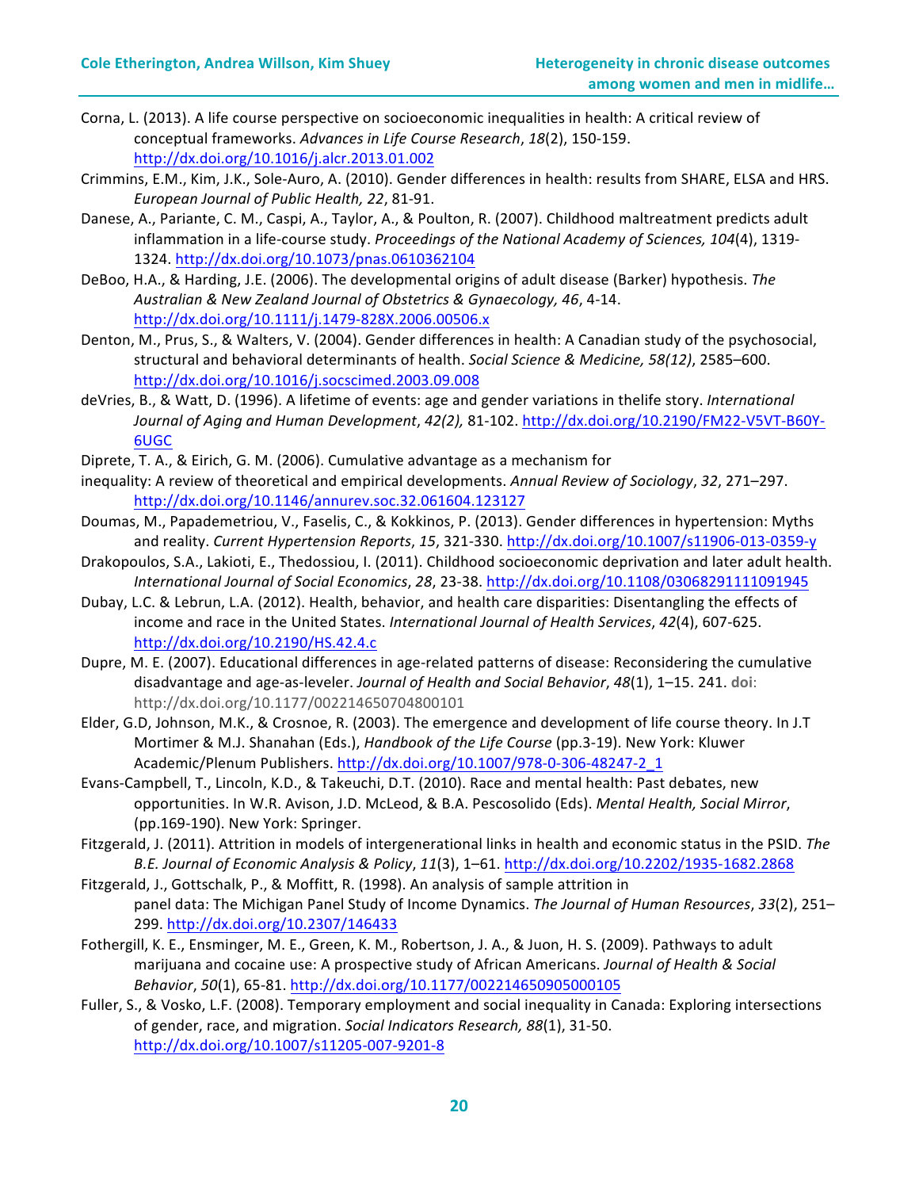Corna, L. (2013). A life course perspective on socioeconomic inequalities in health: A critical review of conceptual frameworks. *Advances in Life Course Research*, *18*(2), 150-159. http://dx.doi.org/10.1016/j.alcr.2013.01.002

Crimmins, E.M., Kim, J.K., Sole-Auro, A. (2010). Gender differences in health: results from SHARE, ELSA and HRS. *European Journal of Public Health, 22*, 81-91.

Danese, A., Pariante, C. M., Caspi, A., Taylor, A., & Poulton, R. (2007). Childhood maltreatment predicts adult inflammation in a life-course study. *Proceedings of the National Academy of Sciences, 104*(4), 1319-1324. http://dx.doi.org/10.1073/pnas.0610362104

DeBoo, H.A., & Harding, J.E. (2006). The developmental origins of adult disease (Barker) hypothesis. *The Australian & New Zealand Journal of Obstetrics & Gynaecology, 46*, 4-14. http://dx.doi.org/10.1111/j.1479-828X.2006.00506.x

Denton, M., Prus, S., & Walters, V. (2004). Gender differences in health: A Canadian study of the psychosocial, structural and behavioral determinants of health. *Social Science & Medicine, 58(12)*, 2585–600. http://dx.doi.org/10.1016/j.socscimed.2003.09.008

deVries, B., & Watt, D. (1996). A lifetime of events: age and gender variations in thelife story. *International Journal of Aging and Human Development*, *42(2),* 81-102. http://dx.doi.org/10.2190/FM22-V5VT-B60Y-6UGC

Diprete, T. A., & Eirich, G. M. (2006). Cumulative advantage as a mechanism for inequality: A review of theoretical and empirical developments. *Annual Review of Sociology*, *32*, 271–297. http://dx.doi.org/10.1146/annurev.soc.32.061604.123127

Doumas, M., Papademetriou, V., Faselis, C., & Kokkinos, P. (2013). Gender differences in hypertension: Myths and reality. *Current Hypertension Reports*, *15*, 321-330. http://dx.doi.org/10.1007/s11906-013-0359-y

Drakopoulos, S.A., Lakioti, E., Thedossiou, I. (2011). Childhood socioeconomic deprivation and later adult health. *International Journal of Social Economics*, *28*, 23-38. http://dx.doi.org/10.1108/03068291111091945

Dubay, L.C. & Lebrun, L.A. (2012). Health, behavior, and health care disparities: Disentangling the effects of income and race in the United States. *International Journal of Health Services*, *42*(4), 607-625. http://dx.doi.org/10.2190/HS.42.4.c

Dupre, M. E. (2007). Educational differences in age-related patterns of disease: Reconsidering the cumulative disadvantage and age-as-leveler. *Journal of Health and Social Behavior*, *48*(1), 1–15. 241. **doi**: http://dx.doi.org/10.1177/002214650704800101

Elder, G.D, Johnson, M.K., & Crosnoe, R. (2003). The emergence and development of life course theory. In J.T Mortimer & M.J. Shanahan (Eds.), *Handbook of the Life Course* (pp.3-19). New York: Kluwer Academic/Plenum Publishers. http://dx.doi.org/10.1007/978-0-306-48247-2_1

Evans-Campbell, T., Lincoln, K.D., & Takeuchi, D.T. (2010). Race and mental health: Past debates, new opportunities. In W.R. Avison, J.D. McLeod, & B.A. Pescosolido (Eds). *Mental Health, Social Mirror*, (pp.169-190). New York: Springer.

Fitzgerald, J. (2011). Attrition in models of intergenerational links in health and economic status in the PSID. *The B.E. Journal of Economic Analysis & Policy*, *11*(3), 1–61. http://dx.doi.org/10.2202/1935-1682.2868

Fitzgerald, J., Gottschalk, P., & Moffitt, R. (1998). An analysis of sample attrition in panel data: The Michigan Panel Study of Income Dynamics. *The Journal of Human Resources*, *33*(2), 251–299. http://dx.doi.org/10.2307/146433

Fothergill, K. E., Ensminger, M. E., Green, K. M., Robertson, J. A., & Juon, H. S. (2009). Pathways to adult marijuana and cocaine use: A prospective study of African Americans. *Journal of Health & Social Behavior*, *50*(1), 65-81. http://dx.doi.org/10.1177/002214650905000105

Fuller, S., & Vosko, L.F. (2008). Temporary employment and social inequality in Canada: Exploring intersections of gender, race, and migration. *Social Indicators Research, 88*(1), 31-50. http://dx.doi.org/10.1007/s11205-007-9201-8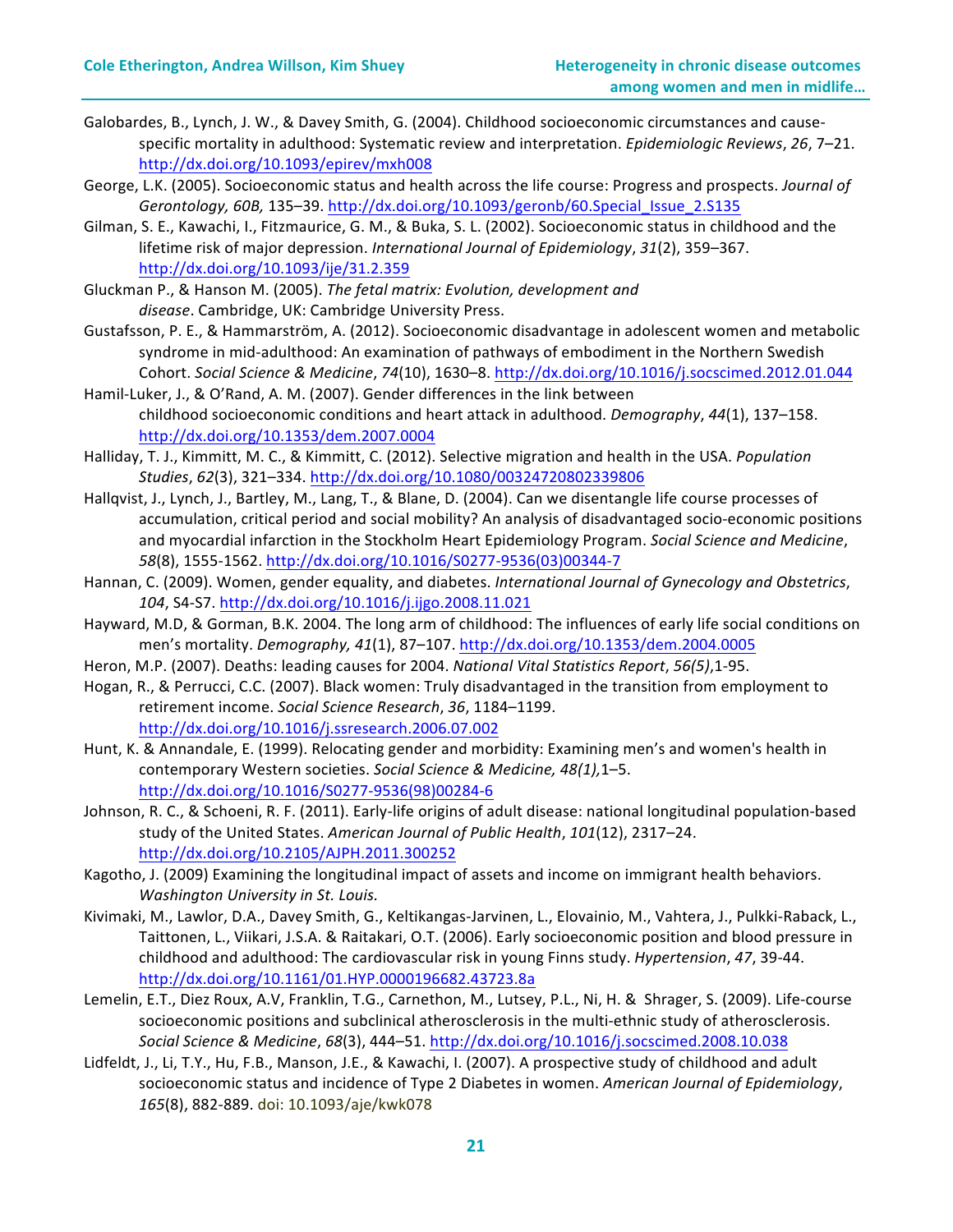Galobardes, B., Lynch, J. W., & Davey Smith, G. (2004). Childhood socioeconomic circumstances and cause-specific mortality in adulthood: Systematic review and interpretation. *Epidemiologic Reviews*, *26*, 7–21. http://dx.doi.org/10.1093/epirev/mxh008

George, L.K. (2005). Socioeconomic status and health across the life course: Progress and prospects. *Journal of Gerontology, 60B,* 135–39. http://dx.doi.org/10.1093/geronb/60.Special_Issue_2.S135

Gilman, S. E., Kawachi, I., Fitzmaurice, G. M., & Buka, S. L. (2002). Socioeconomic status in childhood and the lifetime risk of major depression. *International Journal of Epidemiology*, *31*(2), 359–367. http://dx.doi.org/10.1093/ije/31.2.359

Gluckman P., & Hanson M. (2005). *The fetal matrix: Evolution, development and disease*. Cambridge, UK: Cambridge University Press.

Gustafsson, P. E., & Hammarström, A. (2012). Socioeconomic disadvantage in adolescent women and metabolic syndrome in mid-adulthood: An examination of pathways of embodiment in the Northern Swedish Cohort. *Social Science & Medicine*, *74*(10), 1630–8. http://dx.doi.org/10.1016/j.socscimed.2012.01.044

Hamil-Luker, J., & O'Rand, A. M. (2007). Gender differences in the link between childhood socioeconomic conditions and heart attack in adulthood. *Demography*, *44*(1), 137–158. http://dx.doi.org/10.1353/dem.2007.0004

Halliday, T. J., Kimmitt, M. C., & Kimmitt, C. (2012). Selective migration and health in the USA. *Population Studies*, *62*(3), 321–334. http://dx.doi.org/10.1080/00324720802339806

Hallqvist, J., Lynch, J., Bartley, M., Lang, T., & Blane, D. (2004). Can we disentangle life course processes of accumulation, critical period and social mobility? An analysis of disadvantaged socio-economic positions and myocardial infarction in the Stockholm Heart Epidemiology Program. *Social Science and Medicine*, *58*(8), 1555-1562. http://dx.doi.org/10.1016/S0277-9536(03)00344-7

Hannan, C. (2009). Women, gender equality, and diabetes. *International Journal of Gynecology and Obstetrics*, *104*, S4-S7. http://dx.doi.org/10.1016/j.ijgo.2008.11.021

Hayward, M.D, & Gorman, B.K. 2004. The long arm of childhood: The influences of early life social conditions on men's mortality. *Demography, 41*(1), 87–107. http://dx.doi.org/10.1353/dem.2004.0005

Heron, M.P. (2007). Deaths: leading causes for 2004. *National Vital Statistics Report*, *56(5)*,1-95.

Hogan, R., & Perrucci, C.C. (2007). Black women: Truly disadvantaged in the transition from employment to retirement income. *Social Science Research*, *36*, 1184–1199. http://dx.doi.org/10.1016/j.ssresearch.2006.07.002

Hunt, K. & Annandale, E. (1999). Relocating gender and morbidity: Examining men's and women's health in contemporary Western societies. *Social Science & Medicine, 48(1),*1–5. http://dx.doi.org/10.1016/S0277-9536(98)00284-6

Johnson, R. C., & Schoeni, R. F. (2011). Early-life origins of adult disease: national longitudinal population-based study of the United States. *American Journal of Public Health*, *101*(12), 2317–24. http://dx.doi.org/10.2105/AJPH.2011.300252

Kagotho, J. (2009) Examining the longitudinal impact of assets and income on immigrant health behaviors. *Washington University in St. Louis.*

Kivimaki, M., Lawlor, D.A., Davey Smith, G., Keltikangas-Jarvinen, L., Elovainio, M., Vahtera, J., Pulkki-Raback, L., Taittonen, L., Viikari, J.S.A. & Raitakari, O.T. (2006). Early socioeconomic position and blood pressure in childhood and adulthood: The cardiovascular risk in young Finns study. *Hypertension*, *47*, 39-44. http://dx.doi.org/10.1161/01.HYP.0000196682.43723.8a

Lemelin, E.T., Diez Roux, A.V, Franklin, T.G., Carnethon, M., Lutsey, P.L., Ni, H. & Shrager, S. (2009). Life-course socioeconomic positions and subclinical atherosclerosis in the multi-ethnic study of atherosclerosis. *Social Science & Medicine*, *68*(3), 444–51. http://dx.doi.org/10.1016/j.socscimed.2008.10.038

Lidfeldt, J., Li, T.Y., Hu, F.B., Manson, J.E., & Kawachi, I. (2007). A prospective study of childhood and adult socioeconomic status and incidence of Type 2 Diabetes in women. *American Journal of Epidemiology*, *165*(8), 882-889. doi: 10.1093/aje/kwk078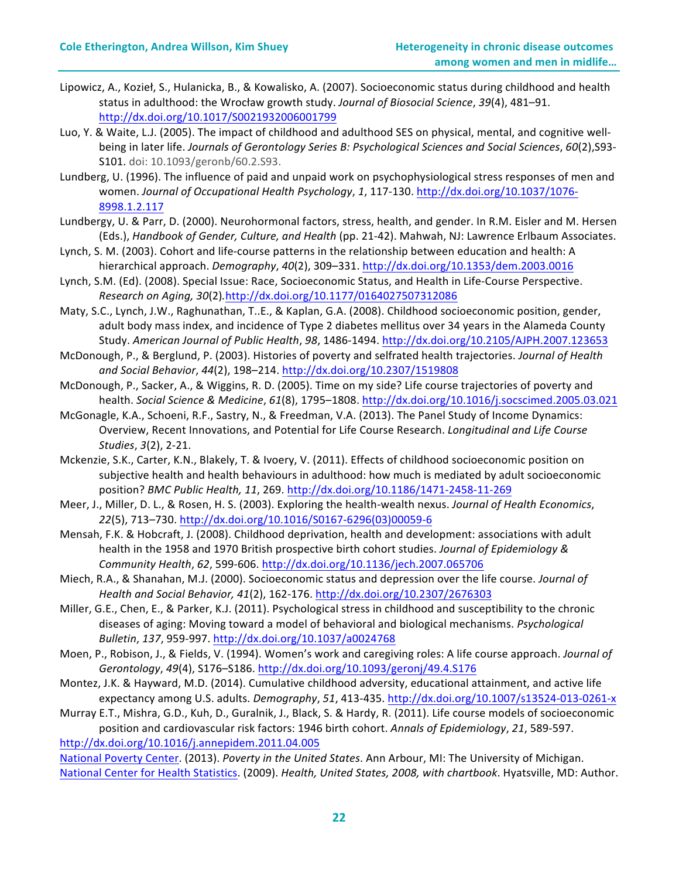Lipowicz, A., Kozieł, S., Hulanicka, B., & Kowalisko, A. (2007). Socioeconomic status during childhood and health status in adulthood: the Wrocław growth study. *Journal of Biosocial Science*, *39*(4), 481–91. http://dx.doi.org/10.1017/S0021932006001799

Luo, Y. & Waite, L.J. (2005). The impact of childhood and adulthood SES on physical, mental, and cognitive well-being in later life. *Journals of Gerontology Series B: Psychological Sciences and Social Sciences*, *60*(2),S93-S101. doi: 10.1093/geronb/60.2.S93.

Lundberg, U. (1996). The influence of paid and unpaid work on psychophysiological stress responses of men and women. *Journal of Occupational Health Psychology*, *1*, 117-130. http://dx.doi.org/10.1037/1076-8998.1.2.117

Lundbergy, U. & Parr, D. (2000). Neurohormonal factors, stress, health, and gender. In R.M. Eisler and M. Hersen (Eds.), *Handbook of Gender, Culture, and Health* (pp. 21-42). Mahwah, NJ: Lawrence Erlbaum Associates.

Lynch, S. M. (2003). Cohort and life-course patterns in the relationship between education and health: A hierarchical approach. *Demography*, *40*(2), 309–331. http://dx.doi.org/10.1353/dem.2003.0016

Lynch, S.M. (Ed). (2008). Special Issue: Race, Socioeconomic Status, and Health in Life-Course Perspective. *Research on Aging, 30*(2).http://dx.doi.org/10.1177/0164027507312086

Maty, S.C., Lynch, J.W., Raghunathan, T..E., & Kaplan, G.A. (2008). Childhood socioeconomic position, gender, adult body mass index, and incidence of Type 2 diabetes mellitus over 34 years in the Alameda County Study. *American Journal of Public Health*, *98*, 1486-1494. http://dx.doi.org/10.2105/AJPH.2007.123653

McDonough, P., & Berglund, P. (2003). Histories of poverty and selfrated health trajectories. *Journal of Health and Social Behavior*, *44*(2), 198–214. http://dx.doi.org/10.2307/1519808

McDonough, P., Sacker, A., & Wiggins, R. D. (2005). Time on my side? Life course trajectories of poverty and health. *Social Science & Medicine*, *61*(8), 1795–1808. http://dx.doi.org/10.1016/j.socscimed.2005.03.021

McGonagle, K.A., Schoeni, R.F., Sastry, N., & Freedman, V.A. (2013). The Panel Study of Income Dynamics: Overview, Recent Innovations, and Potential for Life Course Research. *Longitudinal and Life Course Studies*, *3*(2), 2-21.

Mckenzie, S.K., Carter, K.N., Blakely, T. & Ivoery, V. (2011). Effects of childhood socioeconomic position on subjective health and health behaviours in adulthood: how much is mediated by adult socioeconomic position? *BMC Public Health, 11*, 269. http://dx.doi.org/10.1186/1471-2458-11-269

Meer, J., Miller, D. L., & Rosen, H. S. (2003). Exploring the health-wealth nexus. *Journal of Health Economics*, *22*(5), 713–730. http://dx.doi.org/10.1016/S0167-6296(03)00059-6

Mensah, F.K. & Hobcraft, J. (2008). Childhood deprivation, health and development: associations with adult health in the 1958 and 1970 British prospective birth cohort studies. *Journal of Epidemiology & Community Health*, *62*, 599-606. http://dx.doi.org/10.1136/jech.2007.065706

Miech, R.A., & Shanahan, M.J. (2000). Socioeconomic status and depression over the life course. *Journal of Health and Social Behavior, 41*(2), 162-176. http://dx.doi.org/10.2307/2676303

Miller, G.E., Chen, E., & Parker, K.J. (2011). Psychological stress in childhood and susceptibility to the chronic diseases of aging: Moving toward a model of behavioral and biological mechanisms. *Psychological Bulletin*, *137*, 959-997. http://dx.doi.org/10.1037/a0024768

Moen, P., Robison, J., & Fields, V. (1994). Women's work and caregiving roles: A life course approach. *Journal of Gerontology*, *49*(4), S176–S186. http://dx.doi.org/10.1093/geronj/49.4.S176

Montez, J.K. & Hayward, M.D. (2014). Cumulative childhood adversity, educational attainment, and active life expectancy among U.S. adults. *Demography*, *51*, 413-435. http://dx.doi.org/10.1007/s13524-013-0261-x

Murray E.T., Mishra, G.D., Kuh, D., Guralnik, J., Black, S. & Hardy, R. (2011). Life course models of socioeconomic position and cardiovascular risk factors: 1946 birth cohort. *Annals of Epidemiology*, *21*, 589-597. http://dx.doi.org/10.1016/j.annepidem.2011.04.005

National Poverty Center. (2013). *Poverty in the United States*. Ann Arbour, MI: The University of Michigan.

National Center for Health Statistics. (2009). *Health, United States, 2008, with chartbook*. Hyatsville, MD: Author.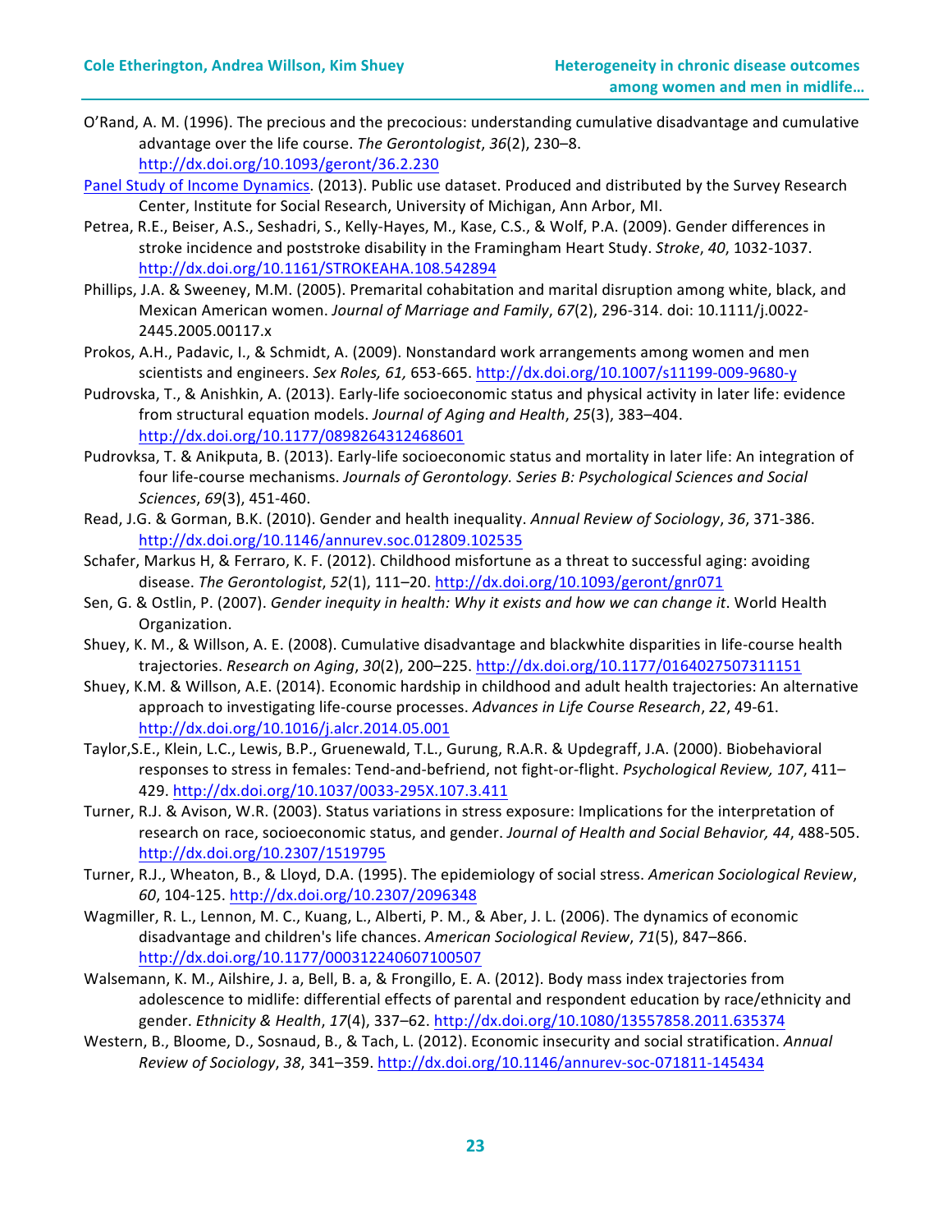O'Rand, A. M. (1996). The precious and the precocious: understanding cumulative disadvantage and cumulative advantage over the life course. *The Gerontologist*, *36*(2), 230–8. http://dx.doi.org/10.1093/geront/36.2.230

Panel Study of Income Dynamics. (2013). Public use dataset. Produced and distributed by the Survey Research Center, Institute for Social Research, University of Michigan, Ann Arbor, MI.

Petrea, R.E., Beiser, A.S., Seshadri, S., Kelly-Hayes, M., Kase, C.S., & Wolf, P.A. (2009). Gender differences in stroke incidence and poststroke disability in the Framingham Heart Study. *Stroke*, *40*, 1032-1037. http://dx.doi.org/10.1161/STROKEAHA.108.542894

Phillips, J.A. & Sweeney, M.M. (2005). Premarital cohabitation and marital disruption among white, black, and Mexican American women. *Journal of Marriage and Family*, *67*(2), 296-314. doi: 10.1111/j.0022-2445.2005.00117.x

Prokos, A.H., Padavic, I., & Schmidt, A. (2009). Nonstandard work arrangements among women and men scientists and engineers. *Sex Roles, 61,* 653-665. http://dx.doi.org/10.1007/s11199-009-9680-y

Pudrovska, T., & Anishkin, A. (2013). Early-life socioeconomic status and physical activity in later life: evidence from structural equation models. *Journal of Aging and Health*, *25*(3), 383–404. http://dx.doi.org/10.1177/0898264312468601

Pudrovksa, T. & Anikputa, B. (2013). Early-life socioeconomic status and mortality in later life: An integration of four life-course mechanisms. *Journals of Gerontology. Series B: Psychological Sciences and Social Sciences*, *69*(3), 451-460.

Read, J.G. & Gorman, B.K. (2010). Gender and health inequality. *Annual Review of Sociology*, *36*, 371-386. http://dx.doi.org/10.1146/annurev.soc.012809.102535

Schafer, Markus H, & Ferraro, K. F. (2012). Childhood misfortune as a threat to successful aging: avoiding disease. *The Gerontologist*, *52*(1), 111–20. http://dx.doi.org/10.1093/geront/gnr071

Sen, G. & Ostlin, P. (2007). *Gender inequity in health: Why it exists and how we can change it*. World Health Organization.

Shuey, K. M., & Willson, A. E. (2008). Cumulative disadvantage and blackwhite disparities in life-course health trajectories. *Research on Aging*, *30*(2), 200–225. http://dx.doi.org/10.1177/0164027507311151

Shuey, K.M. & Willson, A.E. (2014). Economic hardship in childhood and adult health trajectories: An alternative approach to investigating life-course processes. *Advances in Life Course Research*, *22*, 49-61. http://dx.doi.org/10.1016/j.alcr.2014.05.001

Taylor,S.E., Klein, L.C., Lewis, B.P., Gruenewald, T.L., Gurung, R.A.R. & Updegraff, J.A. (2000). Biobehavioral responses to stress in females: Tend-and-befriend, not fight-or-flight. *Psychological Review, 107*, 411–429. http://dx.doi.org/10.1037/0033-295X.107.3.411

Turner, R.J. & Avison, W.R. (2003). Status variations in stress exposure: Implications for the interpretation of research on race, socioeconomic status, and gender. *Journal of Health and Social Behavior, 44*, 488-505. http://dx.doi.org/10.2307/1519795

Turner, R.J., Wheaton, B., & Lloyd, D.A. (1995). The epidemiology of social stress. *American Sociological Review*, *60*, 104-125. http://dx.doi.org/10.2307/2096348

Wagmiller, R. L., Lennon, M. C., Kuang, L., Alberti, P. M., & Aber, J. L. (2006). The dynamics of economic disadvantage and children's life chances. *American Sociological Review*, *71*(5), 847–866. http://dx.doi.org/10.1177/000312240607100507

Walsemann, K. M., Ailshire, J. a, Bell, B. a, & Frongillo, E. A. (2012). Body mass index trajectories from adolescence to midlife: differential effects of parental and respondent education by race/ethnicity and gender. *Ethnicity & Health*, *17*(4), 337–62. http://dx.doi.org/10.1080/13557858.2011.635374

Western, B., Bloome, D., Sosnaud, B., & Tach, L. (2012). Economic insecurity and social stratification. *Annual Review of Sociology*, *38*, 341–359. http://dx.doi.org/10.1146/annurev-soc-071811-145434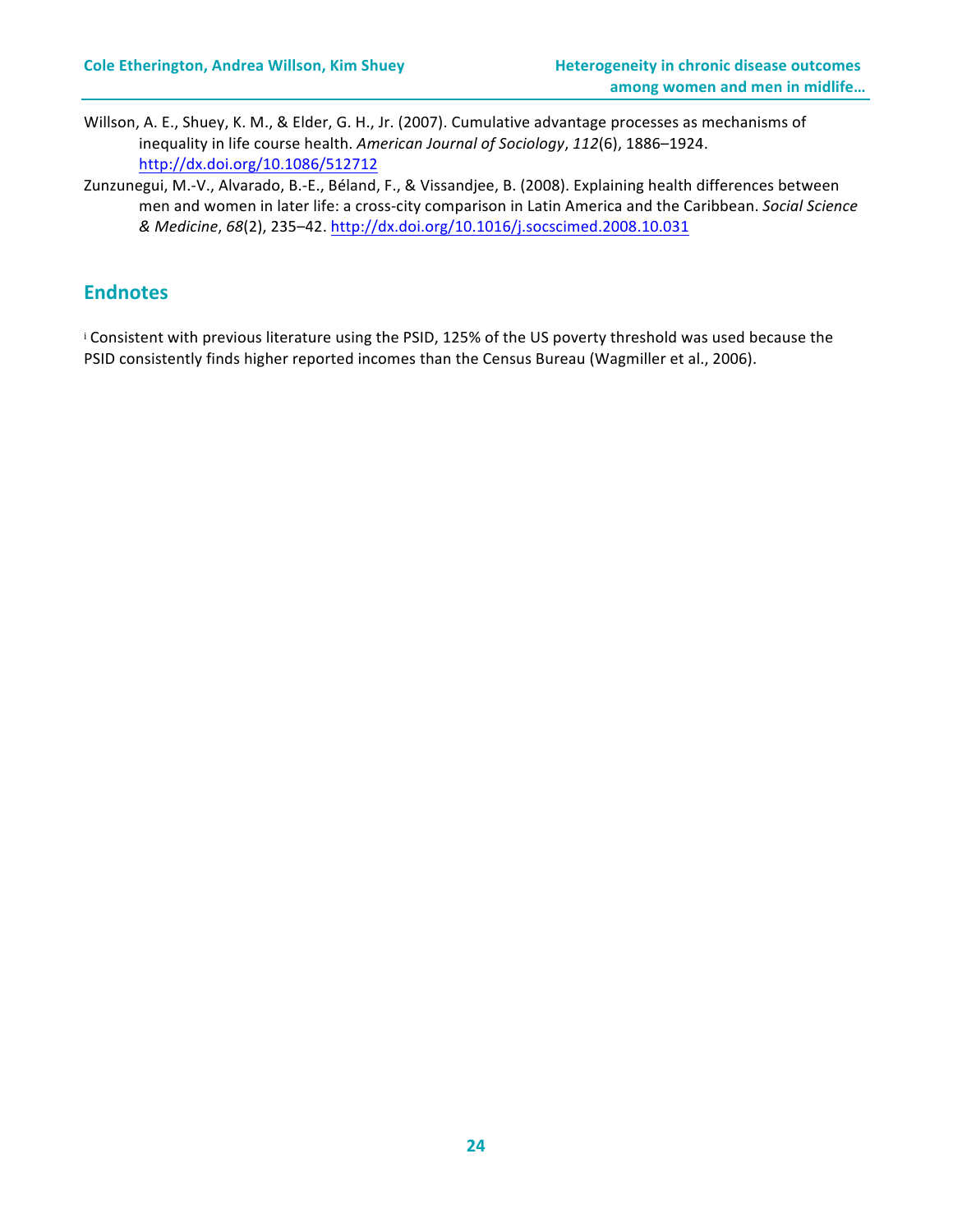Willson, A. E., Shuey, K. M., & Elder, G. H., Jr. (2007). Cumulative advantage processes as mechanisms of inequality in life course health. *American Journal of Sociology*, *112*(6), 1886–1924. http://dx.doi.org/10.1086/512712

Zunzunegui, M.-V., Alvarado, B.-E., Béland, F., & Vissandjee, B. (2008). Explaining health differences between men and women in later life: a cross-city comparison in Latin America and the Caribbean. *Social Science & Medicine*, *68*(2), 235–42. http://dx.doi.org/10.1016/j.socscimed.2008.10.031

## Endnotes

[i] Consistent with previous literature using the PSID, 125% of the US poverty threshold was used because the PSID consistently finds higher reported incomes than the Census Bureau (Wagmiller et al., 2006).